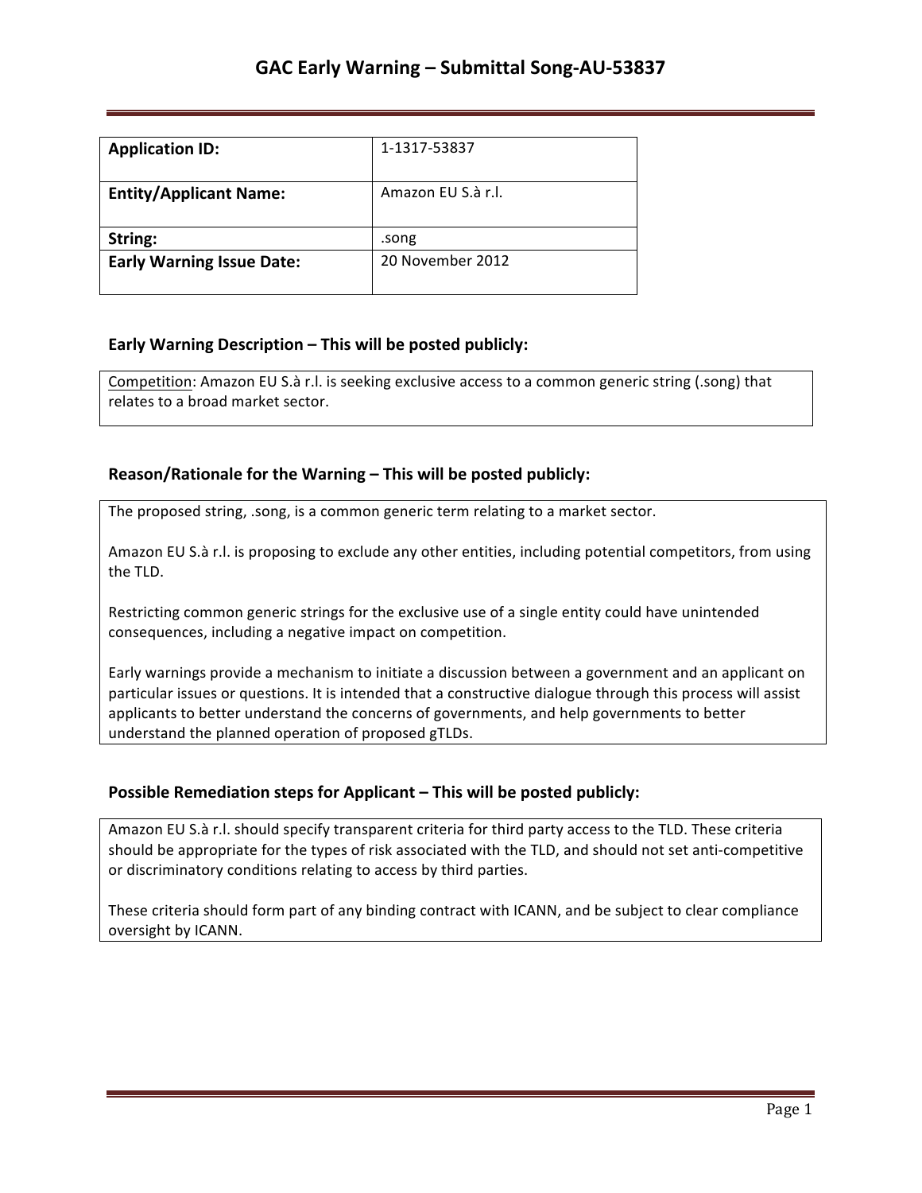# GAC Early Warning – Submittal Song-AU-53837

| **Application ID:** | 1-1317-53837 |
| --- | --- |
| **Entity/Applicant Name:** | Amazon EU S.à r.l. |
| **String:** | .song |
| **Early Warning Issue Date:** | 20 November 2012 |

## Early Warning Description – This will be posted publicly:

Competition: Amazon EU S.à r.l. is seeking exclusive access to a common generic string (.song) that relates to a broad market sector.

## Reason/Rationale for the Warning – This will be posted publicly:

The proposed string, .song, is a common generic term relating to a market sector.

Amazon EU S.à r.l. is proposing to exclude any other entities, including potential competitors, from using the TLD.

Restricting common generic strings for the exclusive use of a single entity could have unintended consequences, including a negative impact on competition.

Early warnings provide a mechanism to initiate a discussion between a government and an applicant on particular issues or questions. It is intended that a constructive dialogue through this process will assist applicants to better understand the concerns of governments, and help governments to better understand the planned operation of proposed gTLDs.

## Possible Remediation steps for Applicant – This will be posted publicly:

Amazon EU S.à r.l. should specify transparent criteria for third party access to the TLD. These criteria should be appropriate for the types of risk associated with the TLD, and should not set anti-competitive or discriminatory conditions relating to access by third parties.

These criteria should form part of any binding contract with ICANN, and be subject to clear compliance oversight by ICANN.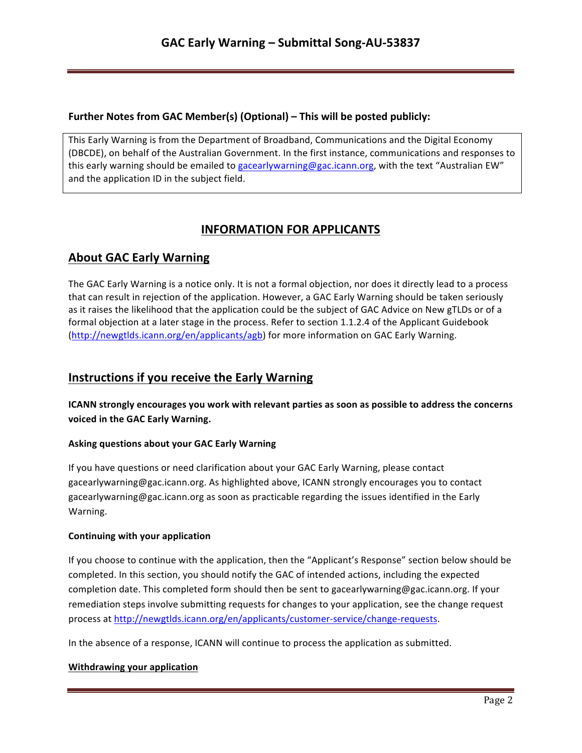**Further Notes from GAC Member(s) (Optional) – This will be posted publicly:**

This Early Warning is from the Department of Broadband, Communications and the Digital Economy (DBCDE), on behalf of the Australian Government. In the first instance, communications and responses to this early warning should be emailed to gacearlywarning@gac.icann.org, with the text "Australian EW" and the application ID in the subject field.

# INFORMATION FOR APPLICANTS

## About GAC Early Warning

The GAC Early Warning is a notice only. It is not a formal objection, nor does it directly lead to a process that can result in rejection of the application. However, a GAC Early Warning should be taken seriously as it raises the likelihood that the application could be the subject of GAC Advice on New gTLDs or of a formal objection at a later stage in the process. Refer to section 1.1.2.4 of the Applicant Guidebook (http://newgtlds.icann.org/en/applicants/agb) for more information on GAC Early Warning.

## Instructions if you receive the Early Warning

**ICANN strongly encourages you work with relevant parties as soon as possible to address the concerns voiced in the GAC Early Warning.**

### Asking questions about your GAC Early Warning

If you have questions or need clarification about your GAC Early Warning, please contact gacearlywarning@gac.icann.org. As highlighted above, ICANN strongly encourages you to contact gacearlywarning@gac.icann.org as soon as practicable regarding the issues identified in the Early Warning.

### Continuing with your application

If you choose to continue with the application, then the "Applicant's Response" section below should be completed. In this section, you should notify the GAC of intended actions, including the expected completion date. This completed form should then be sent to gacearlywarning@gac.icann.org. If your remediation steps involve submitting requests for changes to your application, see the change request process at http://newgtlds.icann.org/en/applicants/customer-service/change-requests.

In the absence of a response, ICANN will continue to process the application as submitted.

### Withdrawing your application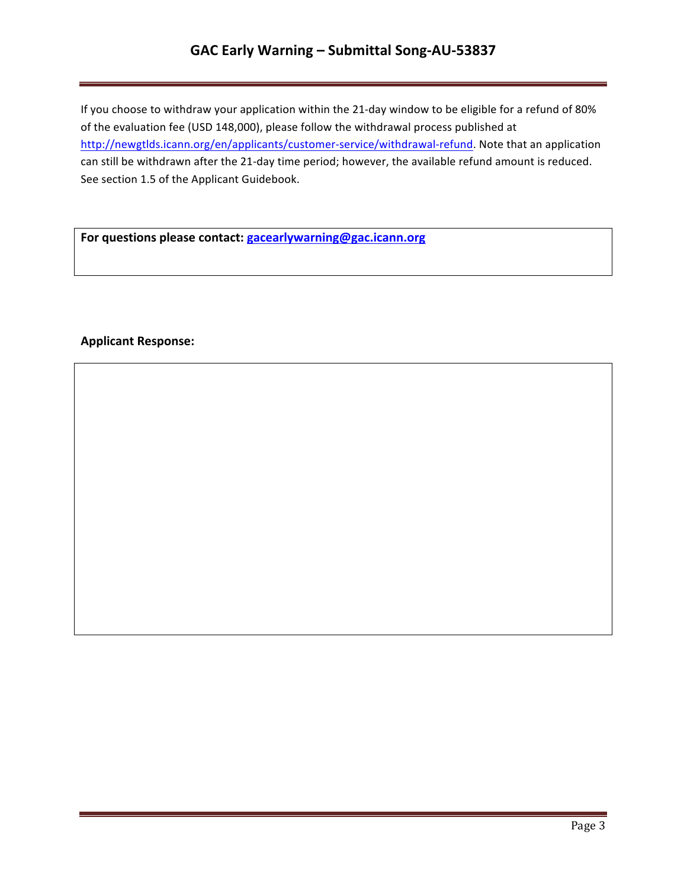If you choose to withdraw your application within the 21-day window to be eligible for a refund of 80% of the evaluation fee (USD 148,000), please follow the withdrawal process published at http://newgtlds.icann.org/en/applicants/customer-service/withdrawal-refund. Note that an application can still be withdrawn after the 21-day time period; however, the available refund amount is reduced. See section 1.5 of the Applicant Guidebook.

**For questions please contact: gacearlywarning@gac.icann.org**

**Applicant Response:**